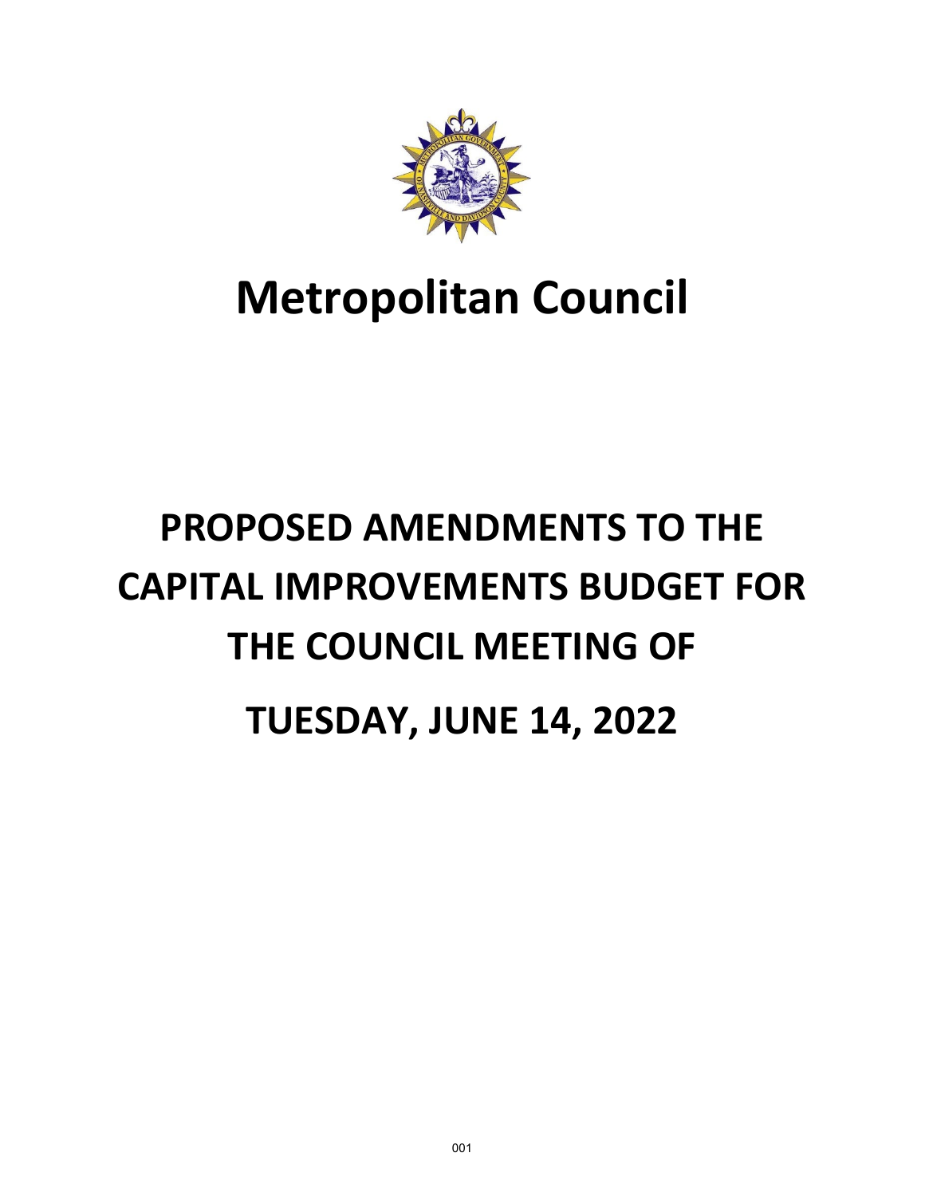# Metropolitan Council

# PROPOSED AMENDMENTS TO THE CAPITAL IMPROVEMENTS BUDGET FOR THE COUNCIL MEETING OF

# TUESDAY, JUNE 14, 2022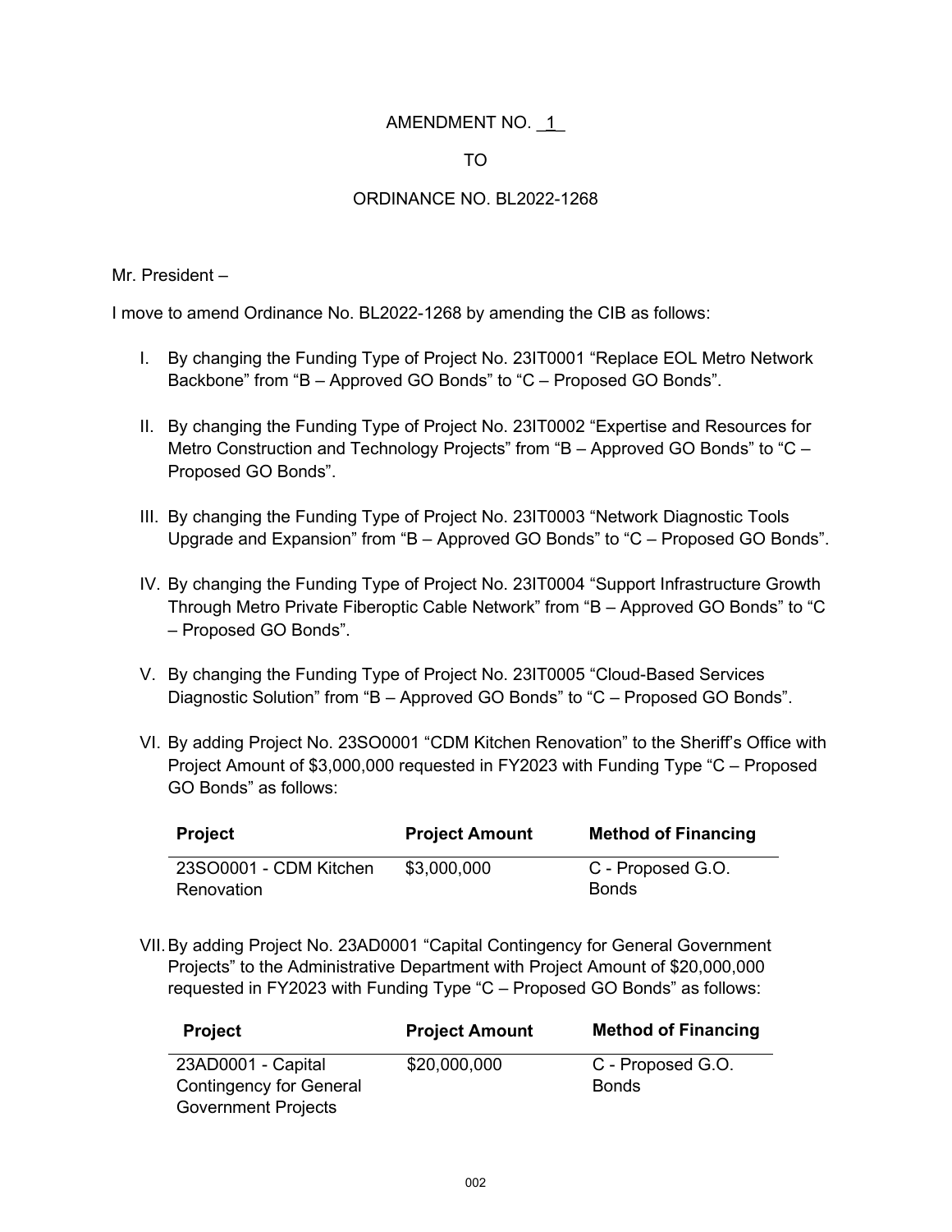AMENDMENT NO. _1_

TO

ORDINANCE NO. BL2022-1268

Mr. President –

I move to amend Ordinance No. BL2022-1268 by amending the CIB as follows:

I. By changing the Funding Type of Project No. 23IT0001 "Replace EOL Metro Network Backbone" from "B – Approved GO Bonds" to "C – Proposed GO Bonds".

II. By changing the Funding Type of Project No. 23IT0002 "Expertise and Resources for Metro Construction and Technology Projects" from "B – Approved GO Bonds" to "C – Proposed GO Bonds".

III. By changing the Funding Type of Project No. 23IT0003 "Network Diagnostic Tools Upgrade and Expansion" from "B – Approved GO Bonds" to "C – Proposed GO Bonds".

IV. By changing the Funding Type of Project No. 23IT0004 "Support Infrastructure Growth Through Metro Private Fiberoptic Cable Network" from "B – Approved GO Bonds" to "C – Proposed GO Bonds".

V. By changing the Funding Type of Project No. 23IT0005 "Cloud-Based Services Diagnostic Solution" from "B – Approved GO Bonds" to "C – Proposed GO Bonds".

VI. By adding Project No. 23SO0001 "CDM Kitchen Renovation" to the Sheriff's Office with Project Amount of $3,000,000 requested in FY2023 with Funding Type "C – Proposed GO Bonds" as follows:

| Project | Project Amount | Method of Financing |
|---|---|---|
| 23SO0001 - CDM Kitchen Renovation | $3,000,000 | C - Proposed G.O. Bonds |

VII. By adding Project No. 23AD0001 "Capital Contingency for General Government Projects" to the Administrative Department with Project Amount of $20,000,000 requested in FY2023 with Funding Type "C – Proposed GO Bonds" as follows:

| Project | Project Amount | Method of Financing |
|---|---|---|
| 23AD0001 - Capital Contingency for General Government Projects | $20,000,000 | C - Proposed G.O. Bonds |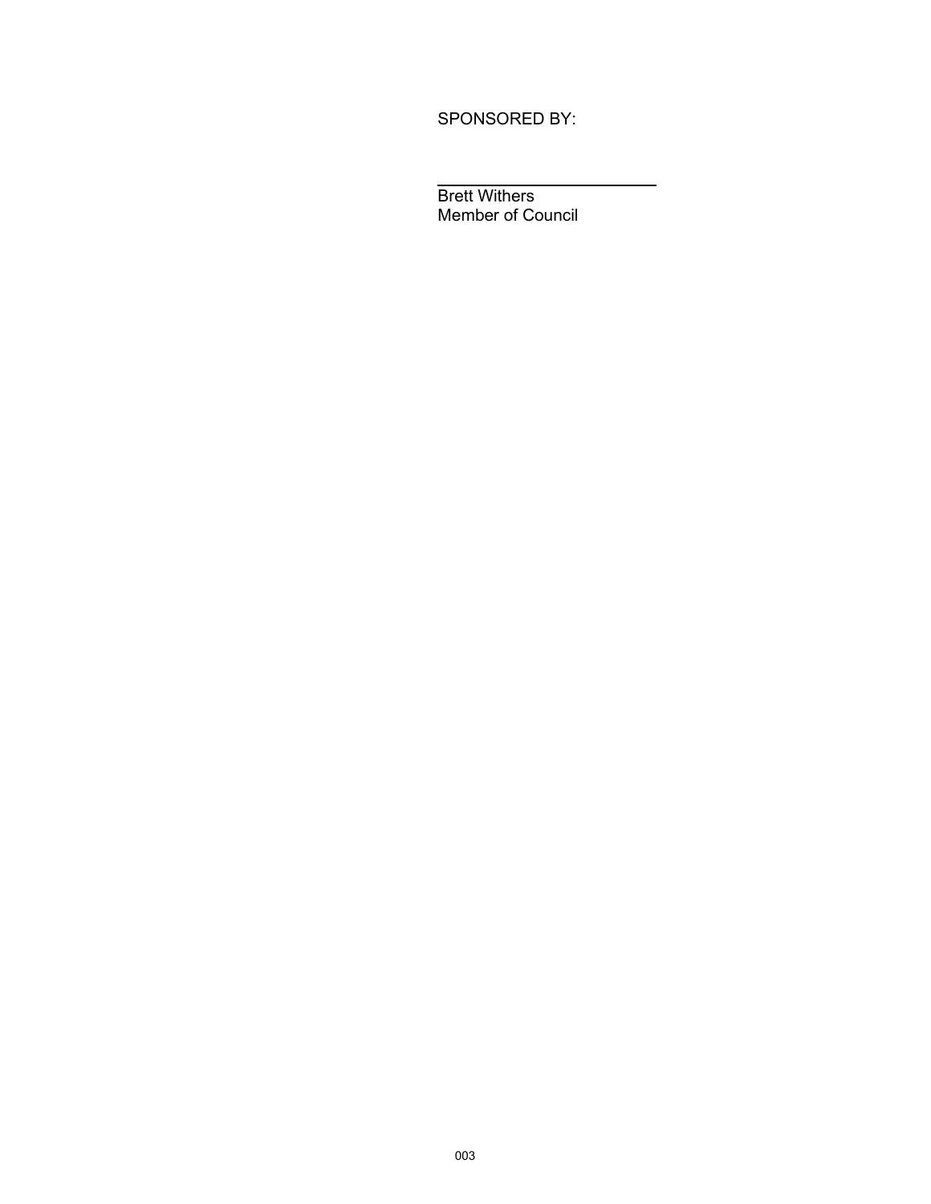SPONSORED BY:

\_\_\_\_\_\_\_\_\_\_\_\_\_\_\_\_\_\_\_\_\_\_\_\_\_\_

Brett Withers
Member of Council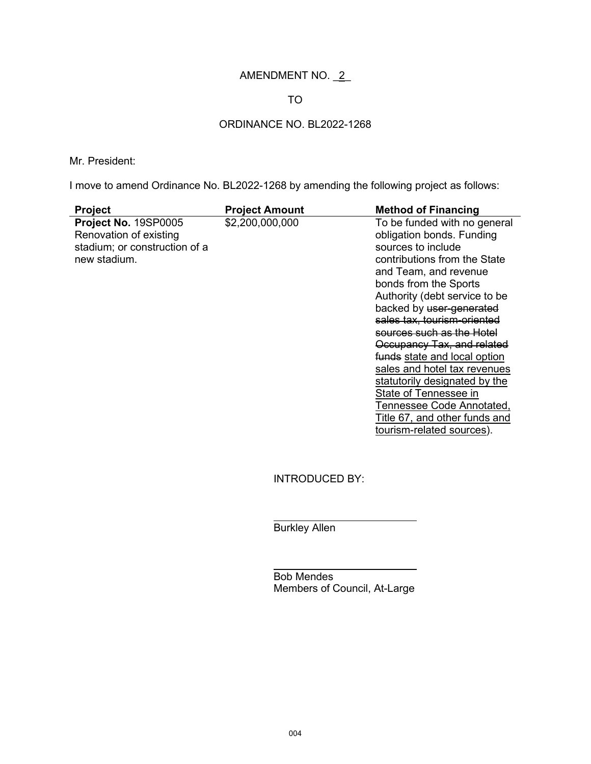AMENDMENT NO. 2

TO

ORDINANCE NO. BL2022-1268

Mr. President:

I move to amend Ordinance No. BL2022-1268 by amending the following project as follows:

| Project | Project Amount | Method of Financing |
|---|---|---|
| **Project No.** 19SP0005 Renovation of existing stadium; or construction of a new stadium. | $2,200,000,000 | To be funded with no general obligation bonds. Funding sources to include contributions from the State and Team, and revenue bonds from the Sports Authority (debt service to be backed by ~~user-generated sales tax, tourism-oriented sources such as the Hotel Occupancy Tax, and related funds~~ <u>state and local option sales and hotel tax revenues statutorily designated by the State of Tennessee in Tennessee Code Annotated, Title 67, and other funds and tourism-related sources</u>). |

INTRODUCED BY:

Burkley Allen

Bob Mendes
Members of Council, At-Large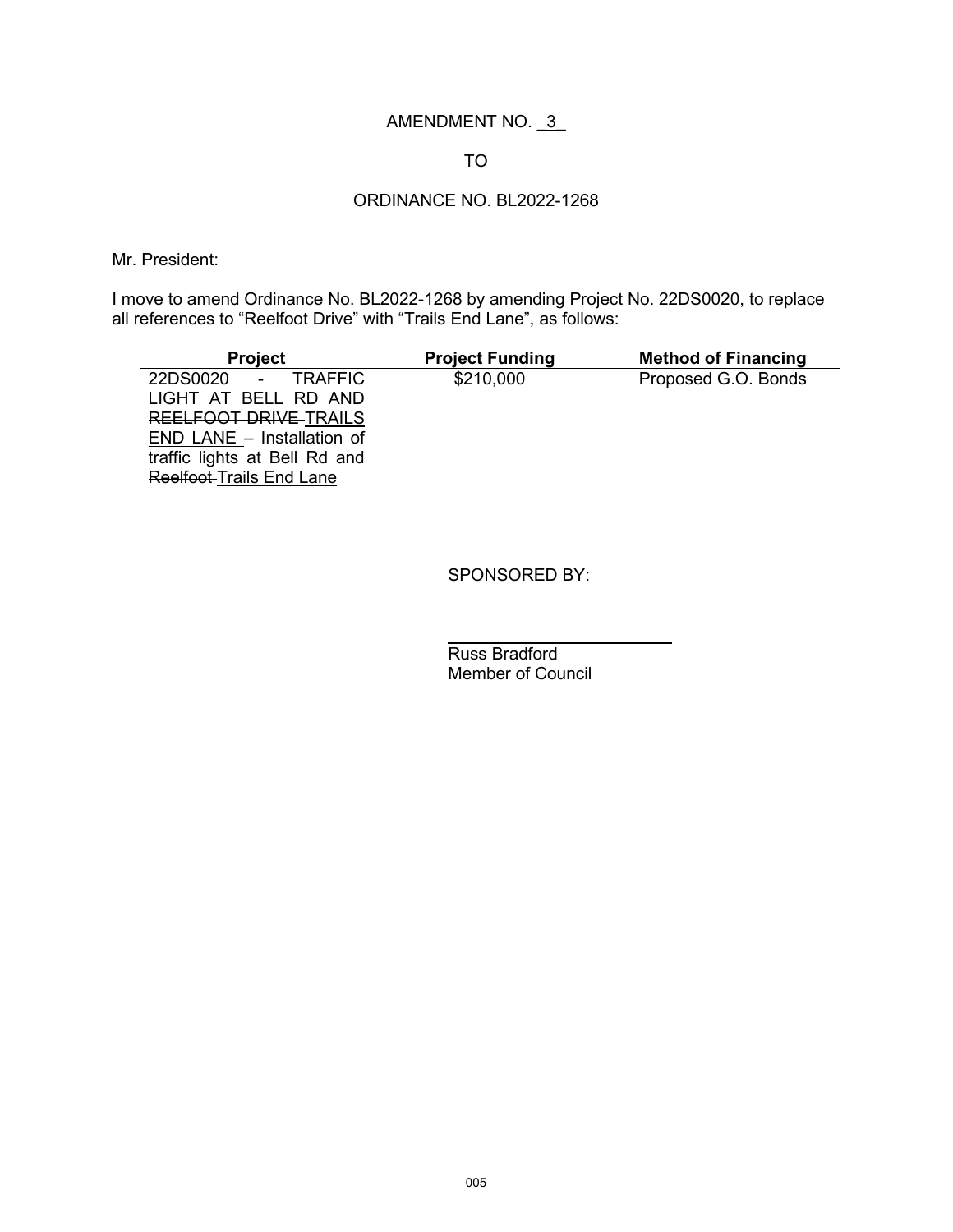AMENDMENT NO. 3

TO

ORDINANCE NO. BL2022-1268

Mr. President:

I move to amend Ordinance No. BL2022-1268 by amending Project No. 22DS0020, to replace all references to "Reelfoot Drive" with "Trails End Lane", as follows:

| Project | Project Funding | Method of Financing |
|---|---|---|
| 22DS0020 - TRAFFIC LIGHT AT BELL RD AND ~~REELFOOT DRIVE~~ <u>TRAILS END LANE</u> – Installation of traffic lights at Bell Rd and ~~Reelfoot~~ <u>Trails End Lane</u> | $210,000 | Proposed G.O. Bonds |

SPONSORED BY:

Russ Bradford
Member of Council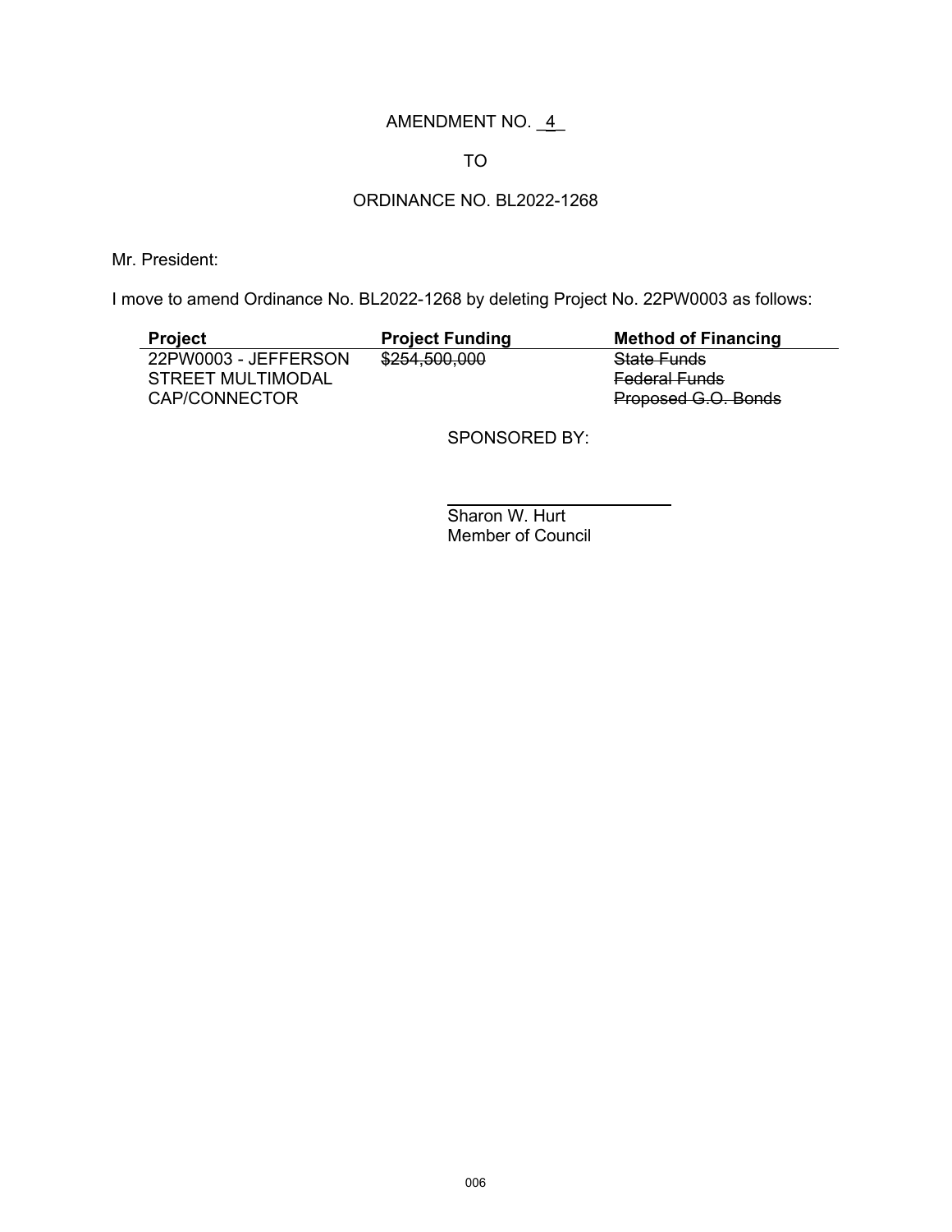AMENDMENT NO. 4

TO

ORDINANCE NO. BL2022-1268

Mr. President:

I move to amend Ordinance No. BL2022-1268 by deleting Project No. 22PW0003 as follows:

| Project | Project Funding | Method of Financing |
|---|---|---|
| 22PW0003 - JEFFERSON STREET MULTIMODAL CAP/CONNECTOR | ~~$254,500,000~~ | ~~State Funds~~<br>~~Federal Funds~~<br>~~Proposed G.O. Bonds~~ |

SPONSORED BY:

\_\_\_\_\_\_\_\_\_\_\_\_\_\_\_\_\_\_\_\_\_\_\_\_\_

Sharon W. Hurt
Member of Council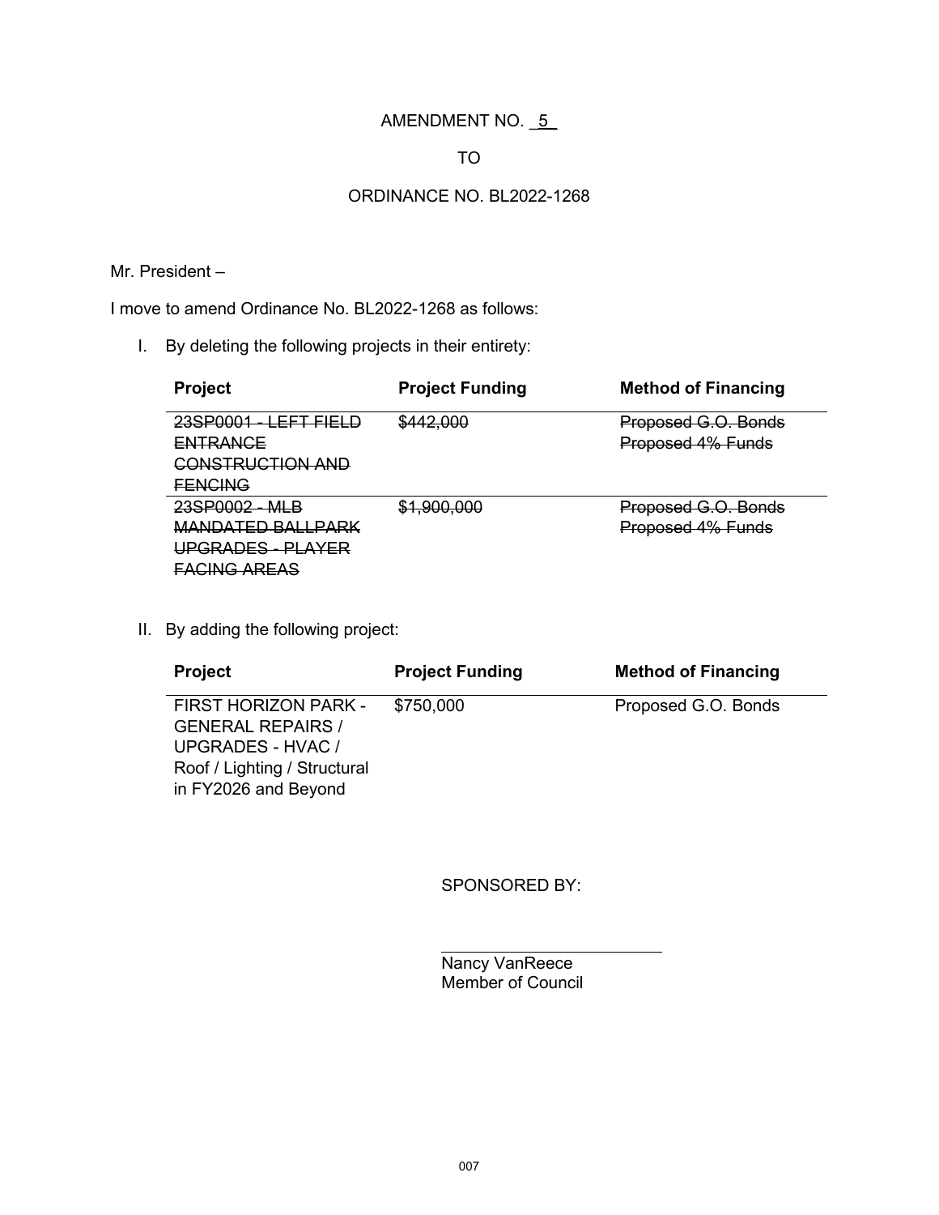AMENDMENT NO. 5

TO

ORDINANCE NO. BL2022-1268

Mr. President –

I move to amend Ordinance No. BL2022-1268 as follows:

I. By deleting the following projects in their entirety:

| Project | Project Funding | Method of Financing |
|---|---|---|
| ~~23SP0001 - LEFT FIELD ENTRANCE CONSTRUCTION AND FENCING~~ | ~~$442,000~~ | ~~Proposed G.O. Bonds~~ ~~Proposed 4% Funds~~ |
| ~~23SP0002 - MLB MANDATED BALLPARK UPGRADES - PLAYER FACING AREAS~~ | ~~$1,900,000~~ | ~~Proposed G.O. Bonds~~ ~~Proposed 4% Funds~~ |

II. By adding the following project:

| Project | Project Funding | Method of Financing |
|---|---|---|
| FIRST HORIZON PARK - GENERAL REPAIRS / UPGRADES - HVAC / Roof / Lighting / Structural in FY2026 and Beyond | $750,000 | Proposed G.O. Bonds |

SPONSORED BY:

Nancy VanReece
Member of Council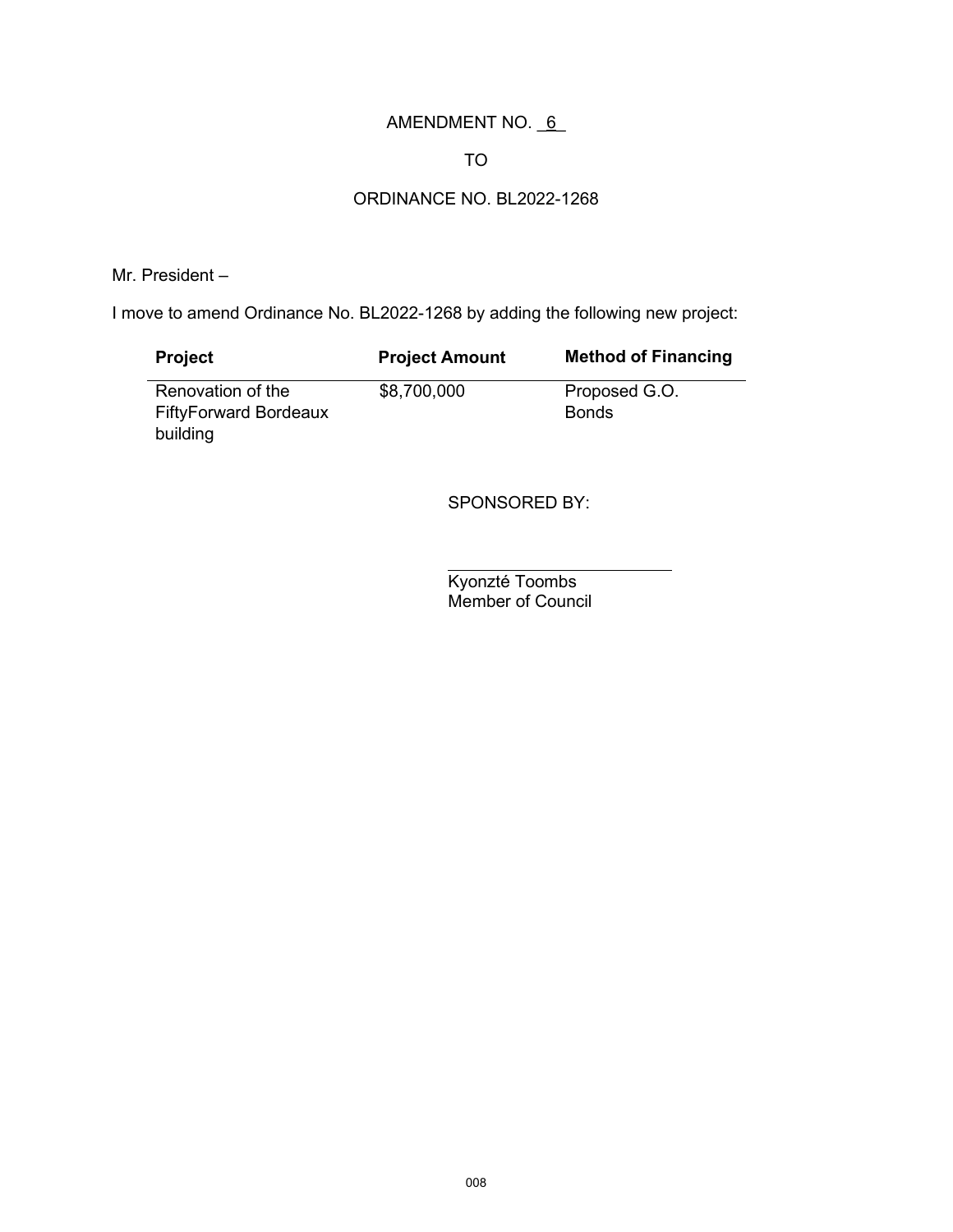AMENDMENT NO. 6

TO

ORDINANCE NO. BL2022-1268

Mr. President –

I move to amend Ordinance No. BL2022-1268 by adding the following new project:

| **Project** | **Project Amount** | **Method of Financing** |
|---|---|---|
| Renovation of the FiftyForward Bordeaux building | $8,700,000 | Proposed G.O. Bonds |

SPONSORED BY:

Kyonzté Toombs
Member of Council